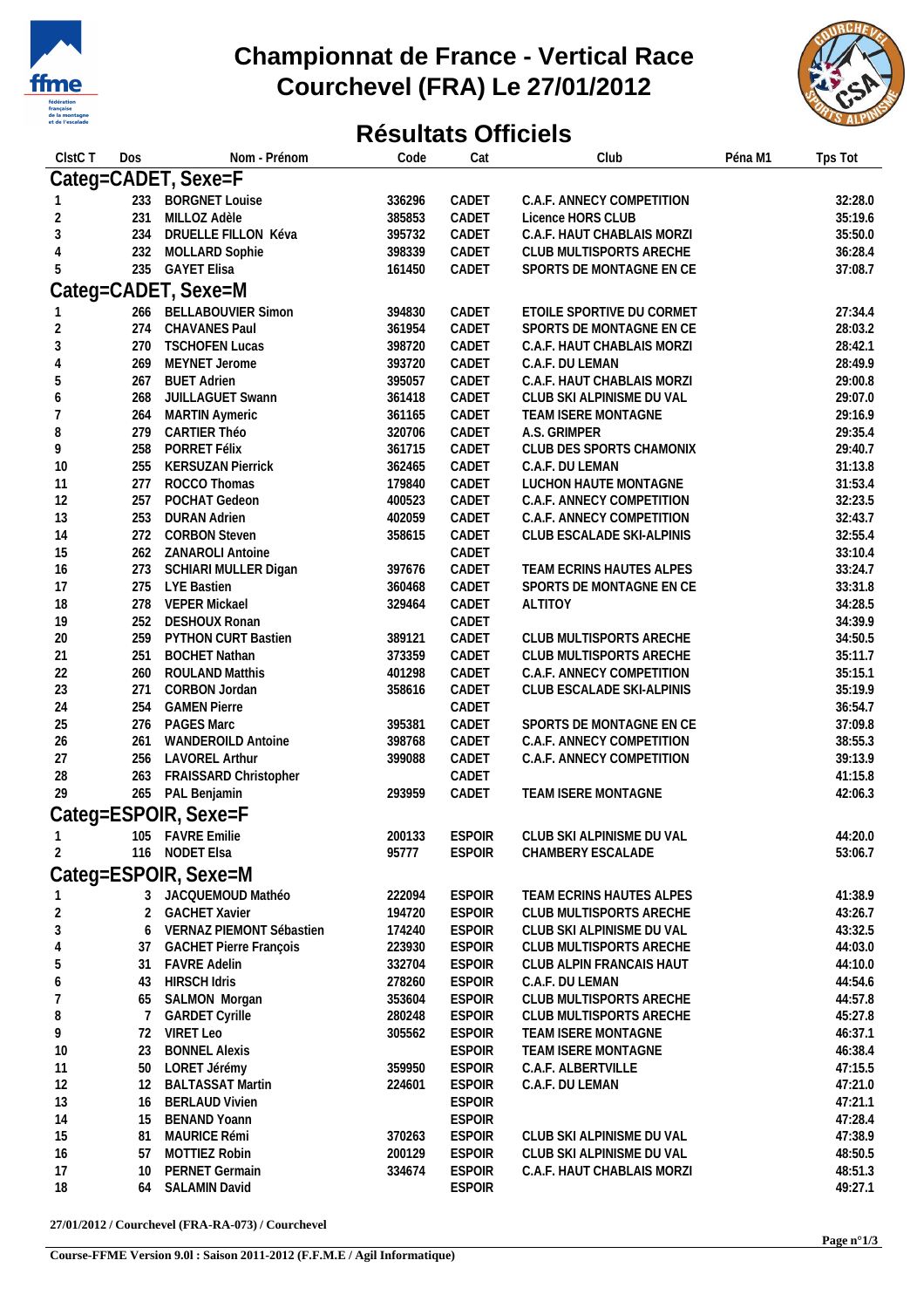# Championnat de France - Vertical Race
# Courchevel (FRA) Le 27/01/2012

## Résultats Officiels

| Clst T | Dos | Nom - Prénom | Code | Cat | Club | Péna M1 | Tps Tot |
|---|---|---|---|---|---|---|---|
| **Categ=CADET, Sexe=F** | | | | | | | |
| 1 | 233 | BORGNET Louise | 336296 | CADET | C.A.F. ANNECY COMPETITION | | 32:28.0 |
| 2 | 231 | MILLOZ Adèle | 385853 | CADET | Licence HORS CLUB | | 35:19.6 |
| 3 | 234 | DRUELLE FILLON Kéva | 395732 | CADET | C.A.F. HAUT CHABLAIS MORZI | | 35:50.0 |
| 4 | 232 | MOLLARD Sophie | 398339 | CADET | CLUB MULTISPORTS ARECHE | | 36:28.4 |
| 5 | 235 | GAYET Elisa | 161450 | CADET | SPORTS DE MONTAGNE EN CE | | 37:08.7 |
| **Categ=CADET, Sexe=M** | | | | | | | |
| 1 | 266 | BELLABOUVIER Simon | 394830 | CADET | ETOILE SPORTIVE DU CORMET | | 27:34.4 |
| 2 | 274 | CHAVANES Paul | 361954 | CADET | SPORTS DE MONTAGNE EN CE | | 28:03.2 |
| 3 | 270 | TSCHOFEN Lucas | 398720 | CADET | C.A.F. HAUT CHABLAIS MORZI | | 28:42.1 |
| 4 | 269 | MEYNET Jerome | 393720 | CADET | C.A.F. DU LEMAN | | 28:49.9 |
| 5 | 267 | BUET Adrien | 395057 | CADET | C.A.F. HAUT CHABLAIS MORZI | | 29:00.8 |
| 6 | 268 | JUILLAGUET Swann | 361418 | CADET | CLUB SKI ALPINISME DU VAL | | 29:07.0 |
| 7 | 264 | MARTIN Aymeric | 361165 | CADET | TEAM ISERE MONTAGNE | | 29:16.9 |
| 8 | 279 | CARTIER Théo | 320706 | CADET | A.S. GRIMPER | | 29:35.4 |
| 9 | 258 | PORRET Félix | 361715 | CADET | CLUB DES SPORTS CHAMONIX | | 29:40.7 |
| 10 | 255 | KERSUZAN Pierrick | 362465 | CADET | C.A.F. DU LEMAN | | 31:13.8 |
| 11 | 277 | ROCCO Thomas | 179840 | CADET | LUCHON HAUTE MONTAGNE | | 31:53.4 |
| 12 | 257 | POCHAT Gedeon | 400523 | CADET | C.A.F. ANNECY COMPETITION | | 32:23.5 |
| 13 | 253 | DURAN Adrien | 402059 | CADET | C.A.F. ANNECY COMPETITION | | 32:43.7 |
| 14 | 272 | CORBON Steven | 358615 | CADET | CLUB ESCALADE SKI-ALPINIS | | 32:55.4 |
| 15 | 262 | ZANAROLI Antoine | | CADET | | | 33:10.4 |
| 16 | 273 | SCHIARI MULLER Digan | 397676 | CADET | TEAM ECRINS HAUTES ALPES | | 33:24.7 |
| 17 | 275 | LYE Bastien | 360468 | CADET | SPORTS DE MONTAGNE EN CE | | 33:31.8 |
| 18 | 278 | VEPER Mickael | 329464 | CADET | ALTITOY | | 34:28.5 |
| 19 | 252 | DESHOUX Ronan | | CADET | | | 34:39.9 |
| 20 | 259 | PYTHON CURT Bastien | 389121 | CADET | CLUB MULTISPORTS ARECHE | | 34:50.5 |
| 21 | 251 | BOCHET Nathan | 373359 | CADET | CLUB MULTISPORTS ARECHE | | 35:11.7 |
| 22 | 260 | ROULAND Matthis | 401298 | CADET | C.A.F. ANNECY COMPETITION | | 35:15.1 |
| 23 | 271 | CORBON Jordan | 358616 | CADET | CLUB ESCALADE SKI-ALPINIS | | 35:19.9 |
| 24 | 254 | GAMEN Pierre | | CADET | | | 36:54.7 |
| 25 | 276 | PAGES Marc | 395381 | CADET | SPORTS DE MONTAGNE EN CE | | 37:09.8 |
| 26 | 261 | WANDEROILD Antoine | 398768 | CADET | C.A.F. ANNECY COMPETITION | | 38:55.3 |
| 27 | 256 | LAVOREL Arthur | 399088 | CADET | C.A.F. ANNECY COMPETITION | | 39:13.9 |
| 28 | 263 | FRAISSARD Christopher | | CADET | | | 41:15.8 |
| 29 | 265 | PAL Benjamin | 293959 | CADET | TEAM ISERE MONTAGNE | | 42:06.3 |
| **Categ=ESPOIR, Sexe=F** | | | | | | | |
| 1 | 105 | FAVRE Emilie | 200133 | ESPOIR | CLUB SKI ALPINISME DU VAL | | 44:20.0 |
| 2 | 116 | NODET Elsa | 95777 | ESPOIR | CHAMBERY ESCALADE | | 53:06.7 |
| **Categ=ESPOIR, Sexe=M** | | | | | | | |
| 1 | 3 | JACQUEMOUD Mathéo | 222094 | ESPOIR | TEAM ECRINS HAUTES ALPES | | 41:38.9 |
| 2 | 2 | GACHET Xavier | 194720 | ESPOIR | CLUB MULTISPORTS ARECHE | | 43:26.7 |
| 3 | 6 | VERNAZ PIEMONT Sébastien | 174240 | ESPOIR | CLUB SKI ALPINISME DU VAL | | 43:32.5 |
| 4 | 37 | GACHET Pierre François | 223930 | ESPOIR | CLUB MULTISPORTS ARECHE | | 44:03.0 |
| 5 | 31 | FAVRE Adelin | 332704 | ESPOIR | CLUB ALPIN FRANCAIS HAUT | | 44:10.0 |
| 6 | 43 | HIRSCH Idris | 278260 | ESPOIR | C.A.F. DU LEMAN | | 44:54.6 |
| 7 | 65 | SALMON Morgan | 353604 | ESPOIR | CLUB MULTISPORTS ARECHE | | 44:57.8 |
| 8 | 7 | GARDET Cyrille | 280248 | ESPOIR | CLUB MULTISPORTS ARECHE | | 45:27.8 |
| 9 | 72 | VIRET Leo | 305562 | ESPOIR | TEAM ISERE MONTAGNE | | 46:37.1 |
| 10 | 23 | BONNEL Alexis | | ESPOIR | TEAM ISERE MONTAGNE | | 46:38.4 |
| 11 | 50 | LORET Jérémy | 359950 | ESPOIR | C.A.F. ALBERTVILLE | | 47:15.5 |
| 12 | 12 | BALTASSAT Martin | 224601 | ESPOIR | C.A.F. DU LEMAN | | 47:21.0 |
| 13 | 16 | BERLAUD Vivien | | ESPOIR | | | 47:21.1 |
| 14 | 15 | BENAND Yoann | | ESPOIR | | | 47:28.4 |
| 15 | 81 | MAURICE Rémi | 370263 | ESPOIR | CLUB SKI ALPINISME DU VAL | | 47:38.9 |
| 16 | 57 | MOTTIEZ Robin | 200129 | ESPOIR | CLUB SKI ALPINISME DU VAL | | 48:50.5 |
| 17 | 10 | PERNET Germain | 334674 | ESPOIR | C.A.F. HAUT CHABLAIS MORZI | | 48:51.3 |
| 18 | 64 | SALAMIN David | | ESPOIR | | | 49:27.1 |

**27/01/2012 / Courchevel (FRA-RA-073) / Courchevel**

**Course-FFME Version 9.0l : Saison 2011-2012 (F.F.M.E / Agil Informatique)**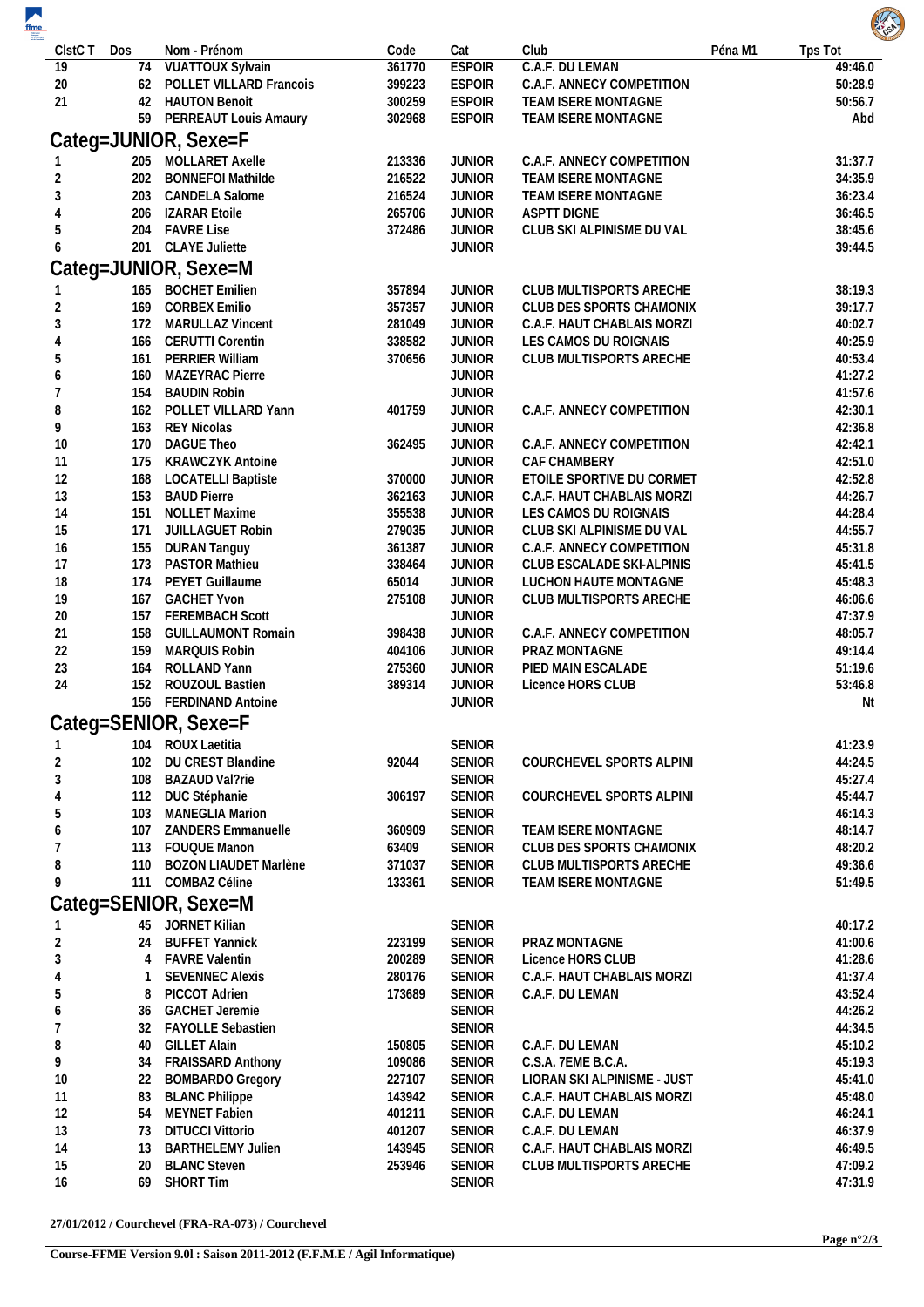| ClstC T | Dos | Nom - Prénom | Code | Cat | Club | Péna M1 | Tps Tot |
|---|---|---|---|---|---|---|---|
| 19 | 74 | VUATTOUX Sylvain | 361770 | ESPOIR | C.A.F. DU LEMAN | | 49:46.0 |
| 20 | 62 | POLLET VILLARD Francois | 399223 | ESPOIR | C.A.F. ANNECY COMPETITION | | 50:28.9 |
| 21 | 42 | HAUTON Benoit | 300259 | ESPOIR | TEAM ISERE MONTAGNE | | 50:56.7 |
| | 59 | PERREAUT Louis Amaury | 302968 | ESPOIR | TEAM ISERE MONTAGNE | | Abd |

## Categ=JUNIOR, Sexe=F

| ClstC T | Dos | Nom - Prénom | Code | Cat | Club | Péna M1 | Tps Tot |
|---|---|---|---|---|---|---|---|
| 1 | 205 | MOLLARET Axelle | 213336 | JUNIOR | C.A.F. ANNECY COMPETITION | | 31:37.7 |
| 2 | 202 | BONNEFOI Mathilde | 216522 | JUNIOR | TEAM ISERE MONTAGNE | | 34:35.9 |
| 3 | 203 | CANDELA Salome | 216524 | JUNIOR | TEAM ISERE MONTAGNE | | 36:23.4 |
| 4 | 206 | IZARAR Etoile | 265706 | JUNIOR | ASPTT DIGNE | | 36:46.5 |
| 5 | 204 | FAVRE Lise | 372486 | JUNIOR | CLUB SKI ALPINISME DU VAL | | 38:45.6 |
| 6 | 201 | CLAYE Juliette | | JUNIOR | | | 39:44.5 |

## Categ=JUNIOR, Sexe=M

| ClstC T | Dos | Nom - Prénom | Code | Cat | Club | Péna M1 | Tps Tot |
|---|---|---|---|---|---|---|---|
| 1 | 165 | BOCHET Emilien | 357894 | JUNIOR | CLUB MULTISPORTS ARECHE | | 38:19.3 |
| 2 | 169 | CORBEX Emilio | 357357 | JUNIOR | CLUB DES SPORTS CHAMONIX | | 39:17.7 |
| 3 | 172 | MARULLAZ Vincent | 281049 | JUNIOR | C.A.F. HAUT CHABLAIS MORZI | | 40:02.7 |
| 4 | 166 | CERUTTI Corentin | 338582 | JUNIOR | LES CAMOS DU ROIGNAIS | | 40:25.9 |
| 5 | 161 | PERRIER William | 370656 | JUNIOR | CLUB MULTISPORTS ARECHE | | 40:53.4 |
| 6 | 160 | MAZEYRAC Pierre | | JUNIOR | | | 41:27.2 |
| 7 | 154 | BAUDIN Robin | | JUNIOR | | | 41:57.6 |
| 8 | 162 | POLLET VILLARD Yann | 401759 | JUNIOR | C.A.F. ANNECY COMPETITION | | 42:30.1 |
| 9 | 163 | REY Nicolas | | JUNIOR | | | 42:36.8 |
| 10 | 170 | DAGUE Theo | 362495 | JUNIOR | C.A.F. ANNECY COMPETITION | | 42:42.1 |
| 11 | 175 | KRAWCZYK Antoine | | JUNIOR | CAF CHAMBERY | | 42:51.0 |
| 12 | 168 | LOCATELLI Baptiste | 370000 | JUNIOR | ETOILE SPORTIVE DU CORMET | | 42:52.8 |
| 13 | 153 | BAUD Pierre | 362163 | JUNIOR | C.A.F. HAUT CHABLAIS MORZI | | 44:26.7 |
| 14 | 151 | NOLLET Maxime | 355538 | JUNIOR | LES CAMOS DU ROIGNAIS | | 44:28.4 |
| 15 | 171 | JUILLAGUET Robin | 279035 | JUNIOR | CLUB SKI ALPINISME DU VAL | | 44:55.7 |
| 16 | 155 | DURAN Tanguy | 361387 | JUNIOR | C.A.F. ANNECY COMPETITION | | 45:31.8 |
| 17 | 173 | PASTOR Mathieu | 338464 | JUNIOR | CLUB ESCALADE SKI-ALPINIS | | 45:41.5 |
| 18 | 174 | PEYET Guillaume | 65014 | JUNIOR | LUCHON HAUTE MONTAGNE | | 45:48.3 |
| 19 | 167 | GACHET Yvon | 275108 | JUNIOR | CLUB MULTISPORTS ARECHE | | 46:06.6 |
| 20 | 157 | FEREMBACH Scott | | JUNIOR | | | 47:37.9 |
| 21 | 158 | GUILLAUMONT Romain | 398438 | JUNIOR | C.A.F. ANNECY COMPETITION | | 48:05.7 |
| 22 | 159 | MARQUIS Robin | 404106 | JUNIOR | PRAZ MONTAGNE | | 49:14.4 |
| 23 | 164 | ROLLAND Yann | 275360 | JUNIOR | PIED MAIN ESCALADE | | 51:19.6 |
| 24 | 152 | ROUZOUL Bastien | 389314 | JUNIOR | Licence HORS CLUB | | 53:46.8 |
| | 156 | FERDINAND Antoine | | JUNIOR | | | Nt |

## Categ=SENIOR, Sexe=F

| ClstC T | Dos | Nom - Prénom | Code | Cat | Club | Péna M1 | Tps Tot |
|---|---|---|---|---|---|---|---|
| 1 | 104 | ROUX Laetitia | | SENIOR | | | 41:23.9 |
| 2 | 102 | DU CREST Blandine | 92044 | SENIOR | COURCHEVEL SPORTS ALPINI | | 44:24.5 |
| 3 | 108 | BAZAUD Val?rie | | SENIOR | | | 45:27.4 |
| 4 | 112 | DUC Stéphanie | 306197 | SENIOR | COURCHEVEL SPORTS ALPINI | | 45:44.7 |
| 5 | 103 | MANEGLIA Marion | | SENIOR | | | 46:14.3 |
| 6 | 107 | ZANDERS Emmanuelle | 360909 | SENIOR | TEAM ISERE MONTAGNE | | 48:14.7 |
| 7 | 113 | FOUQUE Manon | 63409 | SENIOR | CLUB DES SPORTS CHAMONIX | | 48:20.2 |
| 8 | 110 | BOZON LIAUDET Marlène | 371037 | SENIOR | CLUB MULTISPORTS ARECHE | | 49:36.6 |
| 9 | 111 | COMBAZ Céline | 133361 | SENIOR | TEAM ISERE MONTAGNE | | 51:49.5 |

## Categ=SENIOR, Sexe=M

| ClstC T | Dos | Nom - Prénom | Code | Cat | Club | Péna M1 | Tps Tot |
|---|---|---|---|---|---|---|---|
| 1 | 45 | JORNET Kilian | | SENIOR | | | 40:17.2 |
| 2 | 24 | BUFFET Yannick | 223199 | SENIOR | PRAZ MONTAGNE | | 41:00.6 |
| 3 | 4 | FAVRE Valentin | 200289 | SENIOR | Licence HORS CLUB | | 41:28.6 |
| 4 | 1 | SEVENNEC Alexis | 280176 | SENIOR | C.A.F. HAUT CHABLAIS MORZI | | 41:37.4 |
| 5 | 8 | PICCOT Adrien | 173689 | SENIOR | C.A.F. DU LEMAN | | 43:52.4 |
| 6 | 36 | GACHET Jeremie | | SENIOR | | | 44:26.2 |
| 7 | 32 | FAYOLLE Sebastien | | SENIOR | | | 44:34.5 |
| 8 | 40 | GILLET Alain | 150805 | SENIOR | C.A.F. DU LEMAN | | 45:10.2 |
| 9 | 34 | FRAISSARD Anthony | 109086 | SENIOR | C.S.A. 7EME B.C.A. | | 45:19.3 |
| 10 | 22 | BOMBARDO Gregory | 227107 | SENIOR | LIORAN SKI ALPINISME - JUST | | 45:41.0 |
| 11 | 83 | BLANC Philippe | 143942 | SENIOR | C.A.F. HAUT CHABLAIS MORZI | | 45:48.0 |
| 12 | 54 | MEYNET Fabien | 401211 | SENIOR | C.A.F. DU LEMAN | | 46:24.1 |
| 13 | 73 | DITUCCI Vittorio | 401207 | SENIOR | C.A.F. DU LEMAN | | 46:37.9 |
| 14 | 13 | BARTHELEMY Julien | 143945 | SENIOR | C.A.F. HAUT CHABLAIS MORZI | | 46:49.5 |
| 15 | 20 | BLANC Steven | 253946 | SENIOR | CLUB MULTISPORTS ARECHE | | 47:09.2 |
| 16 | 69 | SHORT Tim | | SENIOR | | | 47:31.9 |

**27/01/2012 / Courchevel (FRA-RA-073) / Courchevel**

**Course-FFME Version 9.0l : Saison 2011-2012 (F.F.M.E / Agil Informatique)**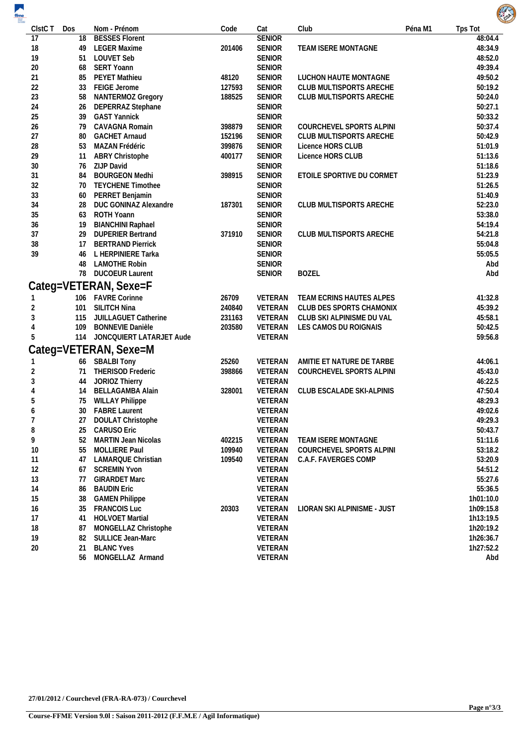| ClstC T | Dos | Nom - Prénom | Code | Cat | Club | Péna M1 | Tps Tot |
|---|---|---|---|---|---|---|---|
| 17 | 18 | BESSES Florent | | SENIOR | | | 48:04.4 |
| 18 | 49 | LEGER Maxime | 201406 | SENIOR | TEAM ISERE MONTAGNE | | 48:34.9 |
| 19 | 51 | LOUVET Seb | | SENIOR | | | 48:52.0 |
| 20 | 68 | SERT Yoann | | SENIOR | | | 49:39.4 |
| 21 | 85 | PEYET Mathieu | 48120 | SENIOR | LUCHON HAUTE MONTAGNE | | 49:50.2 |
| 22 | 33 | FEIGE Jerome | 127593 | SENIOR | CLUB MULTISPORTS ARECHE | | 50:19.2 |
| 23 | 58 | NANTERMOZ Gregory | 188525 | SENIOR | CLUB MULTISPORTS ARECHE | | 50:24.0 |
| 24 | 26 | DEPERRAZ Stephane | | SENIOR | | | 50:27.1 |
| 25 | 39 | GAST Yannick | | SENIOR | | | 50:33.2 |
| 26 | 79 | CAVAGNA Romain | 398879 | SENIOR | COURCHEVEL SPORTS ALPINI | | 50:37.4 |
| 27 | 80 | GACHET Arnaud | 152196 | SENIOR | CLUB MULTISPORTS ARECHE | | 50:42.9 |
| 28 | 53 | MAZAN Frédéric | 399876 | SENIOR | Licence HORS CLUB | | 51:01.9 |
| 29 | 11 | ABRY Christophe | 400177 | SENIOR | Licence HORS CLUB | | 51:13.6 |
| 30 | 76 | ZIJP David | | SENIOR | | | 51:18.6 |
| 31 | 84 | BOURGEON Medhi | 398915 | SENIOR | ETOILE SPORTIVE DU CORMET | | 51:23.9 |
| 32 | 70 | TEYCHENE Timothee | | SENIOR | | | 51:26.5 |
| 33 | 60 | PERRET Benjamin | | SENIOR | | | 51:40.9 |
| 34 | 28 | DUC GONINAZ Alexandre | 187301 | SENIOR | CLUB MULTISPORTS ARECHE | | 52:23.0 |
| 35 | 63 | ROTH Yoann | | SENIOR | | | 53:38.0 |
| 36 | 19 | BIANCHINI Raphael | | SENIOR | | | 54:19.4 |
| 37 | 29 | DUPERIER Bertrand | 371910 | SENIOR | CLUB MULTISPORTS ARECHE | | 54:21.8 |
| 38 | 17 | BERTRAND Pierrick | | SENIOR | | | 55:04.8 |
| 39 | 46 | L HERPINIERE Tarka | | SENIOR | | | 55:05.5 |
| | 48 | LAMOTHE Robin | | SENIOR | | | Abd |
| | 78 | DUCOEUR Laurent | | SENIOR | BOZEL | | Abd |

## Categ=VETERAN, Sexe=F

| ClstC T | Dos | Nom - Prénom | Code | Cat | Club | Péna M1 | Tps Tot |
|---|---|---|---|---|---|---|---|
| 1 | 106 | FAVRE Corinne | 26709 | VETERAN | TEAM ECRINS HAUTES ALPES | | 41:32.8 |
| 2 | 101 | SILITCH Nina | 240840 | VETERAN | CLUB DES SPORTS CHAMONIX | | 45:39.2 |
| 3 | 115 | JUILLAGUET Catherine | 231163 | VETERAN | CLUB SKI ALPINISME DU VAL | | 45:58.1 |
| 4 | 109 | BONNEVIE Danièle | 203580 | VETERAN | LES CAMOS DU ROIGNAIS | | 50:42.5 |
| 5 | 114 | JONCQUIERT LATARJET Aude | | VETERAN | | | 59:56.8 |

## Categ=VETERAN, Sexe=M

| ClstC T | Dos | Nom - Prénom | Code | Cat | Club | Péna M1 | Tps Tot |
|---|---|---|---|---|---|---|---|
| 1 | 66 | SBALBI Tony | 25260 | VETERAN | AMITIE ET NATURE DE TARBE | | 44:06.1 |
| 2 | 71 | THERISOD Frederic | 398866 | VETERAN | COURCHEVEL SPORTS ALPINI | | 45:43.0 |
| 3 | 44 | JORIOZ Thierry | | VETERAN | | | 46:22.5 |
| 4 | 14 | BELLAGAMBA Alain | 328001 | VETERAN | CLUB ESCALADE SKI-ALPINIS | | 47:50.4 |
| 5 | 75 | WILLAY Philippe | | VETERAN | | | 48:29.3 |
| 6 | 30 | FABRE Laurent | | VETERAN | | | 49:02.6 |
| 7 | 27 | DOULAT Christophe | | VETERAN | | | 49:29.3 |
| 8 | 25 | CARUSO Eric | | VETERAN | | | 50:43.7 |
| 9 | 52 | MARTIN Jean Nicolas | 402215 | VETERAN | TEAM ISERE MONTAGNE | | 51:11.6 |
| 10 | 55 | MOLLIERE Paul | 109940 | VETERAN | COURCHEVEL SPORTS ALPINI | | 53:18.2 |
| 11 | 47 | LAMARQUE Christian | 109540 | VETERAN | C.A.F. FAVERGES COMP | | 53:20.9 |
| 12 | 67 | SCREMIN Yvon | | VETERAN | | | 54:51.2 |
| 13 | 77 | GIRARDET Marc | | VETERAN | | | 55:27.6 |
| 14 | 86 | BAUDIN Eric | | VETERAN | | | 55:36.5 |
| 15 | 38 | GAMEN Philippe | | VETERAN | | | 1h01:10.0 |
| 16 | 35 | FRANCOIS Luc | 20303 | VETERAN | LIORAN SKI ALPINISME - JUST | | 1h09:15.8 |
| 17 | 41 | HOLVOET Martial | | VETERAN | | | 1h13:19.5 |
| 18 | 87 | MONGELLAZ Christophe | | VETERAN | | | 1h20:19.2 |
| 19 | 82 | SULLICE Jean-Marc | | VETERAN | | | 1h26:36.7 |
| 20 | 21 | BLANC Yves | | VETERAN | | | 1h27:52.2 |
| | 56 | MONGELLAZ Armand | | VETERAN | | | Abd |

**27/01/2012 / Courchevel (FRA-RA-073) / Courchevel**

**Course-FFME Version 9.0l : Saison 2011-2012 (F.F.M.E / Agil Informatique)**